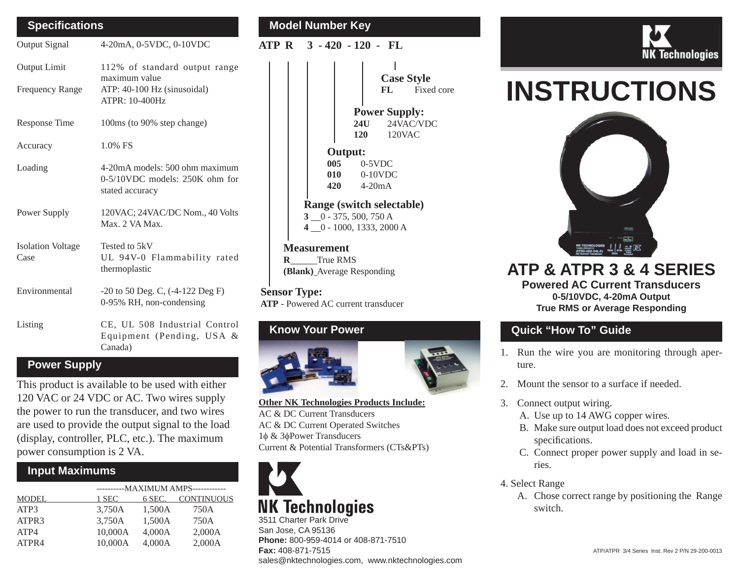## Specifications

| | |
|---|---|
| Output Signal | 4-20mA, 0-5VDC, 0-10VDC |
| Output Limit | 112% of standard output range maximum value |
| Frequency Range | ATP: 40-100 Hz (sinusoidal)<br>ATPR: 10-400Hz |
| Response Time | 100ms (to 90% step change) |
| Accuracy | 1.0% FS |
| Loading | 4-20mA models: 500 ohm maximum<br>0-5/10VDC models: 250K ohm for stated accuracy |
| Power Supply | 120VAC; 24VAC/DC Nom., 40 Volts Max. 2 VA Max. |
| Isolation Voltage | Tested to 5kV |
| Case | UL 94V-0 Flammability rated thermoplastic |
| Environmental | -20 to 50 Deg. C, (-4-122 Deg F)<br>0-95% RH, non-condensing |
| Listing | CE, UL 508 Industrial Control Equipment (Pending, USA & Canada) |

## Power Supply

This product is available to be used with either 120 VAC or 24 VDC or AC. Two wires supply the power to run the transducer, and two wires are used to provide the output signal to the load (display, controller, PLC, etc.). The maximum power consumption is 2 VA.

## Input Maximums

| | ----------MAXIMUM AMPS------------ | | |
|---|---|---|---|
| MODEL | 1 SEC | 6 SEC. | CONTINUOUS |
| ATP3 | 3,750A | 1,500A | 750A |
| ATPR3 | 3,750A | 1,500A | 750A |
| ATP4 | 10,000A | 4,000A | 2,000A |
| ATPR4 | 10,000A | 4,000A | 2,000A |

## Model Number Key

**ATP R 3 - 420 - 120 - FL**

**Case Style**
**FL** Fixed core

**Power Supply:**
**24U** 24VAC/VDC
**120** 120VAC

**Output:**
**005** 0-5VDC
**010** 0-10VDC
**420** 4-20mA

**Range (switch selectable)**
**3** __0 - 375, 500, 750 A
**4** __0 - 1000, 1333, 2000 A

**Measurement**
**R**______True RMS
**(Blank)** Average Responding

**Sensor Type:**
**ATP** - Powered AC current transducer

## Know Your Power

**Other NK Technologies Products Include:**
AC & DC Current Transducers
AC & DC Current Operated Switches
1ϕ & 3ϕPower Transducers
Current & Potential Transformers (CTs&PTs)

**NK Technologies**
3511 Charter Park Drive
San Jose, CA 95136
**Phone:** 800-959-4014 or 408-871-7510
**Fax:** 408-871-7515
sales@nktechnologies.com, www.nktechnologies.com

NK Technologies

# INSTRUCTIONS

## ATP & ATPR 3 & 4 SERIES

**Powered AC Current Transducers**
**0-5/10VDC, 4-20mA Output**
**True RMS or Average Responding**

## Quick "How To" Guide

1. Run the wire you are monitoring through aperture.
2. Mount the sensor to a surface if needed.
3. Connect output wiring.
   A. Use up to 14 AWG copper wires.
   B. Make sure output load does not exceed product specifications.
   C. Connect proper power supply and load in series.
4. Select Range
   A. Chose correct range by positioning the Range switch.

ATP/ATPR 3/4 Series Inst. Rev 2 P/N 29-200-0013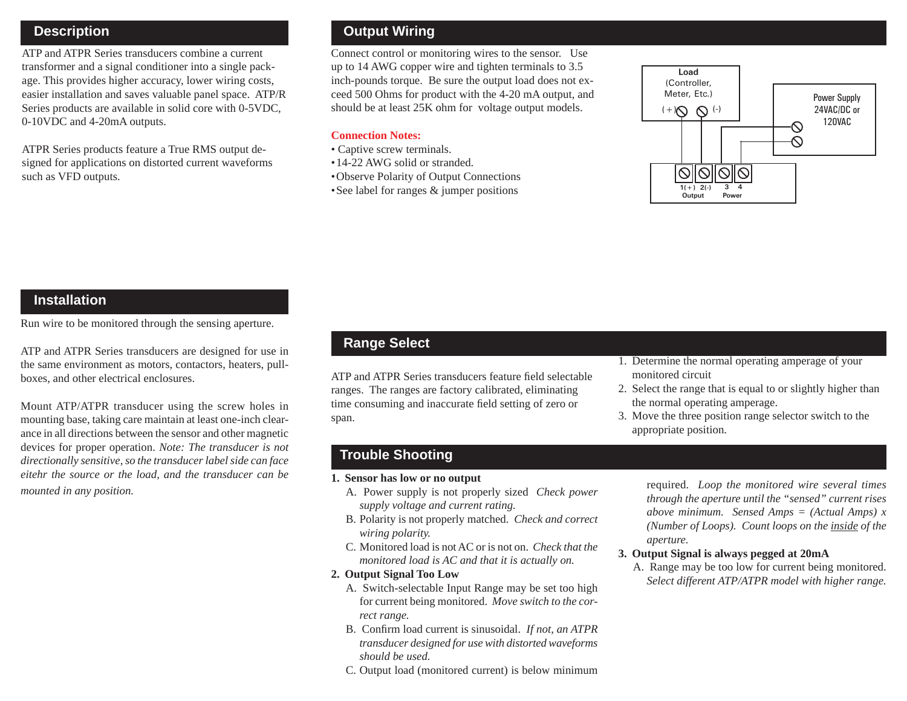## Description

ATP and ATPR Series transducers combine a current transformer and a signal conditioner into a single package. This provides higher accuracy, lower wiring costs, easier installation and saves valuable panel space. ATP/R Series products are available in solid core with 0-5VDC, 0-10VDC and 4-20mA outputs.

ATPR Series products feature a True RMS output designed for applications on distorted current waveforms such as VFD outputs.

## Installation

Run wire to be monitored through the sensing aperture.

ATP and ATPR Series transducers are designed for use in the same environment as motors, contactors, heaters, pull-boxes, and other electrical enclosures.

Mount ATP/ATPR transducer using the screw holes in mounting base, taking care maintain at least one-inch clearance in all directions between the sensor and other magnetic devices for proper operation. *Note: The transducer is not directionally sensitive, so the transducer label side can face eitehr the source or the load, and the transducer can be mounted in any position.*

## Output Wiring

Connect control or monitoring wires to the sensor. Use up to 14 AWG copper wire and tighten terminals to 3.5 inch-pounds torque. Be sure the output load does not exceed 500 Ohms for product with the 4-20 mA output, and should be at least 25K ohm for voltage output models.

**Connection Notes:**

- Captive screw terminals.
- 14-22 AWG solid or stranded.
- Observe Polarity of Output Connections
- See label for ranges & jumper positions

Load
(Controller,
Meter, Etc.)
(+) (-)

Power Supply
24VAC/DC or
120VAC

1(+) 2(-) 3 4
Output Power

## Range Select

ATP and ATPR Series transducers feature field selectable ranges. The ranges are factory calibrated, eliminating time consuming and inaccurate field setting of zero or span.

1. Determine the normal operating amperage of your monitored circuit
2. Select the range that is equal to or slightly higher than the normal operating amperage.
3. Move the three position range selector switch to the appropriate position.

## Trouble Shooting

**1. Sensor has low or no output**

A. Power supply is not properly sized *Check power supply voltage and current rating.*

B. Polarity is not properly matched. *Check and correct wiring polarity.*

C. Monitored load is not AC or is not on. *Check that the monitored load is AC and that it is actually on.*

**2. Output Signal Too Low**

A. Switch-selectable Input Range may be set too high for current being monitored. *Move switch to the correct range.*

B. Confirm load current is sinusoidal. *If not, an ATPR transducer designed for use with distorted waveforms should be used.*

C. Output load (monitored current) is below minimum required. *Loop the monitored wire several times through the aperture until the "sensed" current rises above minimum. Sensed Amps = (Actual Amps) x (Number of Loops). Count loops on the <u>inside</u> of the aperture.*

**3. Output Signal is always pegged at 20mA**

A. Range may be too low for current being monitored. *Select different ATP/ATPR model with higher range.*